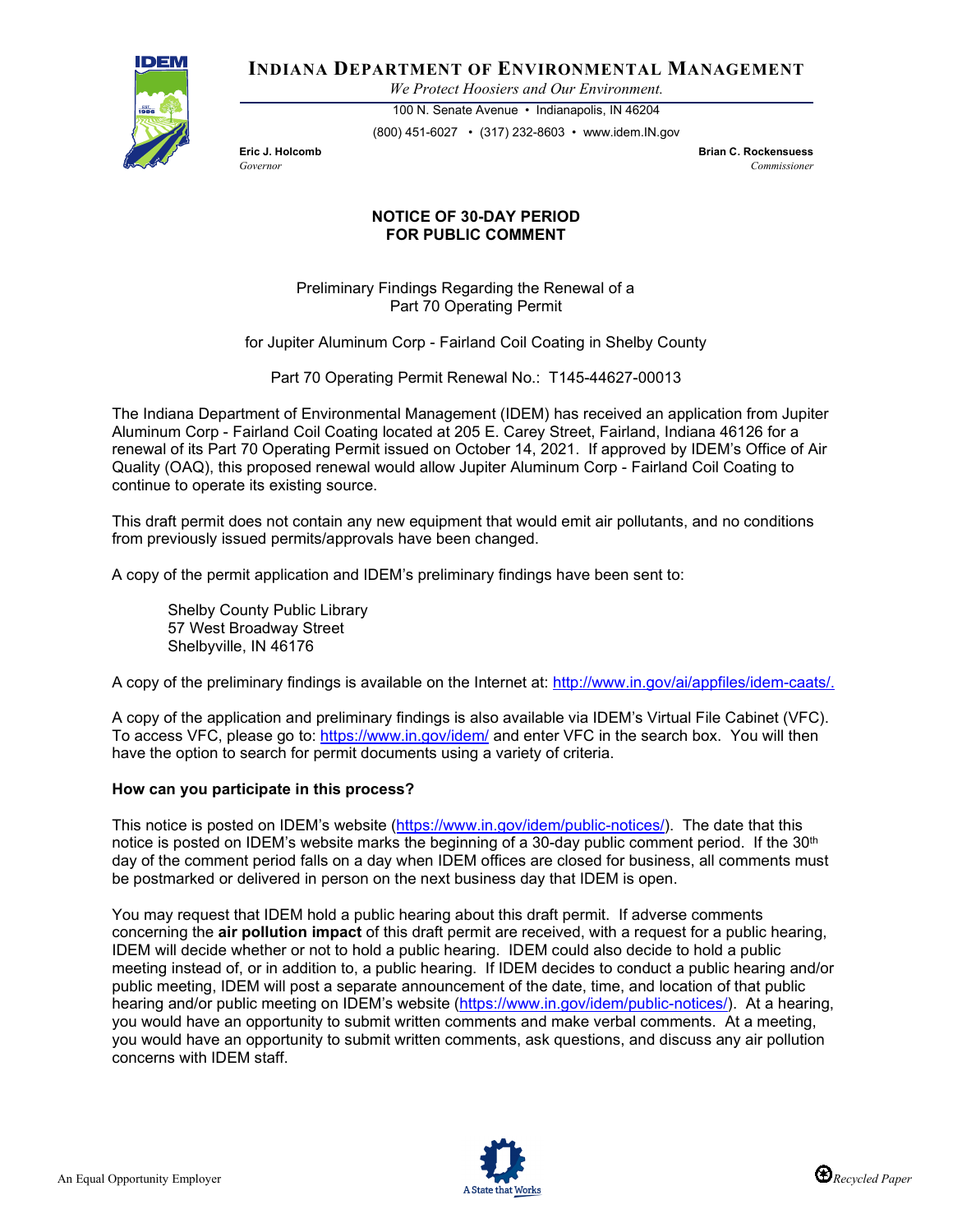# INDIANA DEPARTMENT OF ENVIRONMENTAL MANAGEMENT

*We Protect Hoosiers and Our Environment.*

100 N. Senate Avenue • Indianapolis, IN 46204

(800) 451-6027 • (317) 232-8603 • www.idem.IN.gov

**Eric J. Holcomb**
*Governor*

**Brian C. Rockensuess**
*Commissioner*

## NOTICE OF 30-DAY PERIOD FOR PUBLIC COMMENT

Preliminary Findings Regarding the Renewal of a Part 70 Operating Permit

for Jupiter Aluminum Corp - Fairland Coil Coating in Shelby County

Part 70 Operating Permit Renewal No.: T145-44627-00013

The Indiana Department of Environmental Management (IDEM) has received an application from Jupiter Aluminum Corp - Fairland Coil Coating located at 205 E. Carey Street, Fairland, Indiana 46126 for a renewal of its Part 70 Operating Permit issued on October 14, 2021. If approved by IDEM's Office of Air Quality (OAQ), this proposed renewal would allow Jupiter Aluminum Corp - Fairland Coil Coating to continue to operate its existing source.

This draft permit does not contain any new equipment that would emit air pollutants, and no conditions from previously issued permits/approvals have been changed.

A copy of the permit application and IDEM's preliminary findings have been sent to:

Shelby County Public Library
57 West Broadway Street
Shelbyville, IN 46176

A copy of the preliminary findings is available on the Internet at: http://www.in.gov/ai/appfiles/idem-caats/.

A copy of the application and preliminary findings is also available via IDEM's Virtual File Cabinet (VFC). To access VFC, please go to: https://www.in.gov/idem/ and enter VFC in the search box. You will then have the option to search for permit documents using a variety of criteria.

**How can you participate in this process?**

This notice is posted on IDEM's website (https://www.in.gov/idem/public-notices/). The date that this notice is posted on IDEM's website marks the beginning of a 30-day public comment period. If the 30th day of the comment period falls on a day when IDEM offices are closed for business, all comments must be postmarked or delivered in person on the next business day that IDEM is open.

You may request that IDEM hold a public hearing about this draft permit. If adverse comments concerning the **air pollution impact** of this draft permit are received, with a request for a public hearing, IDEM will decide whether or not to hold a public hearing. IDEM could also decide to hold a public meeting instead of, or in addition to, a public hearing. If IDEM decides to conduct a public hearing and/or public meeting, IDEM will post a separate announcement of the date, time, and location of that public hearing and/or public meeting on IDEM's website (https://www.in.gov/idem/public-notices/). At a hearing, you would have an opportunity to submit written comments and make verbal comments. At a meeting, you would have an opportunity to submit written comments, ask questions, and discuss any air pollution concerns with IDEM staff.

An Equal Opportunity Employer

*Recycled Paper*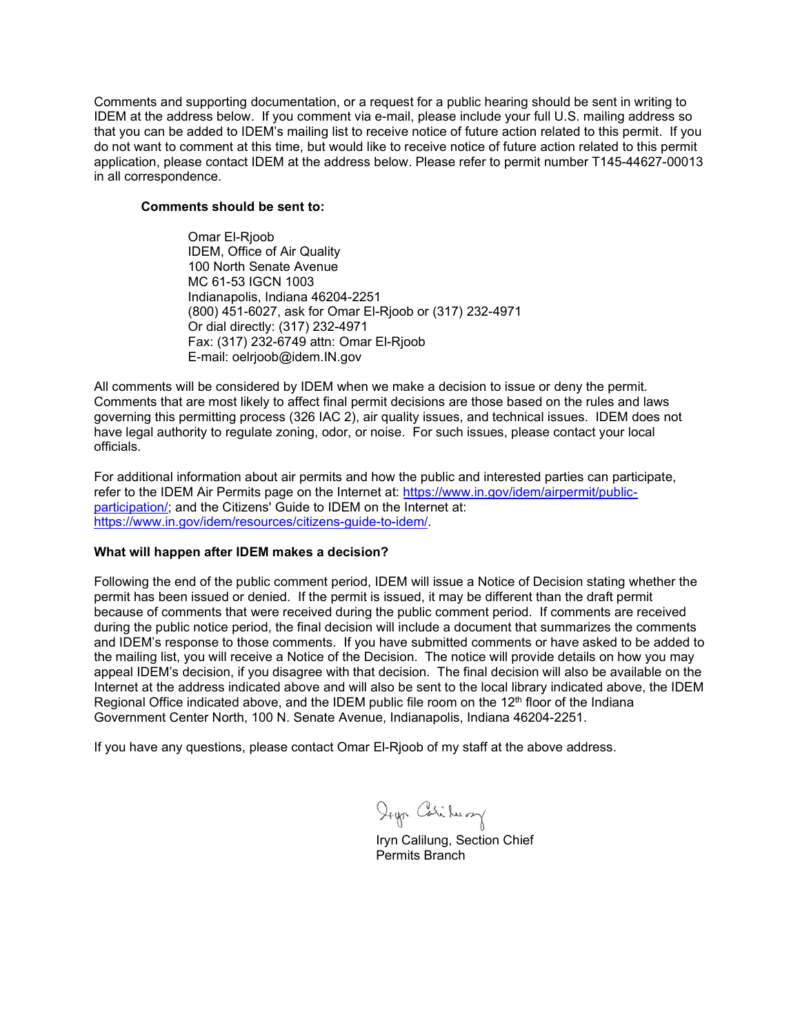Comments and supporting documentation, or a request for a public hearing should be sent in writing to IDEM at the address below. If you comment via e-mail, please include your full U.S. mailing address so that you can be added to IDEM's mailing list to receive notice of future action related to this permit. If you do not want to comment at this time, but would like to receive notice of future action related to this permit application, please contact IDEM at the address below. Please refer to permit number T145-44627-00013 in all correspondence.

**Comments should be sent to:**

Omar El-Rjoob
IDEM, Office of Air Quality
100 North Senate Avenue
MC 61-53 IGCN 1003
Indianapolis, Indiana 46204-2251
(800) 451-6027, ask for Omar El-Rjoob or (317) 232-4971
Or dial directly: (317) 232-4971
Fax: (317) 232-6749 attn: Omar El-Rjoob
E-mail: oelrjoob@idem.IN.gov

All comments will be considered by IDEM when we make a decision to issue or deny the permit. Comments that are most likely to affect final permit decisions are those based on the rules and laws governing this permitting process (326 IAC 2), air quality issues, and technical issues. IDEM does not have legal authority to regulate zoning, odor, or noise. For such issues, please contact your local officials.

For additional information about air permits and how the public and interested parties can participate, refer to the IDEM Air Permits page on the Internet at: https://www.in.gov/idem/airpermit/public-participation/; and the Citizens' Guide to IDEM on the Internet at: https://www.in.gov/idem/resources/citizens-guide-to-idem/.

**What will happen after IDEM makes a decision?**

Following the end of the public comment period, IDEM will issue a Notice of Decision stating whether the permit has been issued or denied. If the permit is issued, it may be different than the draft permit because of comments that were received during the public comment period. If comments are received during the public notice period, the final decision will include a document that summarizes the comments and IDEM's response to those comments. If you have submitted comments or have asked to be added to the mailing list, you will receive a Notice of the Decision. The notice will provide details on how you may appeal IDEM's decision, if you disagree with that decision. The final decision will also be available on the Internet at the address indicated above and will also be sent to the local library indicated above, the IDEM Regional Office indicated above, and the IDEM public file room on the 12th floor of the Indiana Government Center North, 100 N. Senate Avenue, Indianapolis, Indiana 46204-2251.

If you have any questions, please contact Omar El-Rjoob of my staff at the above address.

Iryn Calilung, Section Chief
Permits Branch